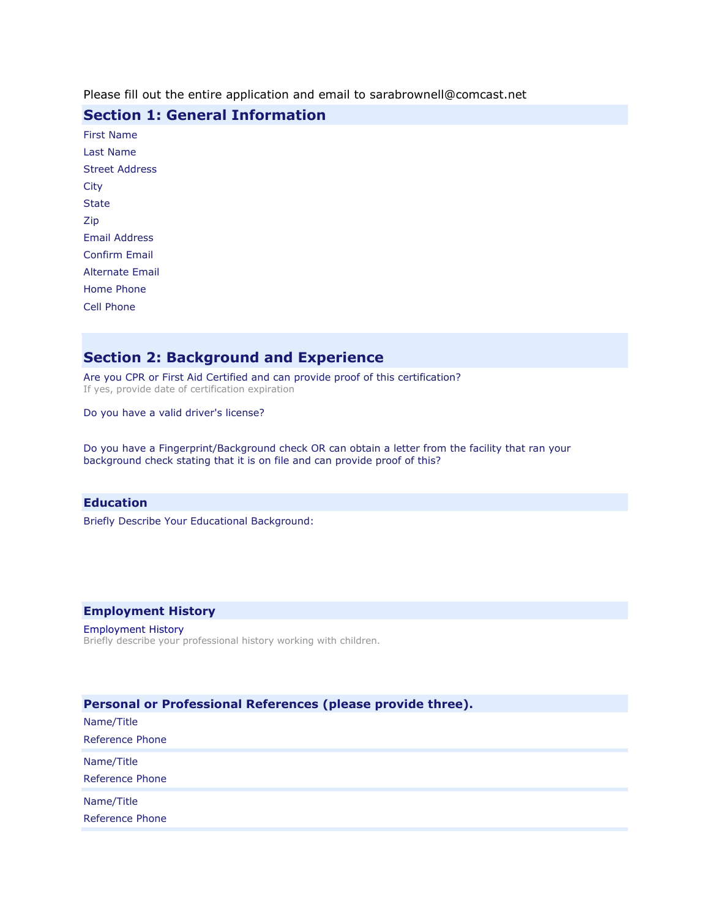Please fill out the entire application and email to sarabrownell@comcast.net

## Section 1: General Information

First Name

Last Name

Street Address

City

State

Zip

Email Address

Confirm Email

Alternate Email

Home Phone

Cell Phone

## Section 2: Background and Experience

Are you CPR or First Aid Certified and can provide proof of this certification?
If yes, provide date of certification expiration

Do you have a valid driver's license?

Do you have a Fingerprint/Background check OR can obtain a letter from the facility that ran your background check stating that it is on file and can provide proof of this?

### Education

Briefly Describe Your Educational Background:

### Employment History

Employment History
Briefly describe your professional history working with children.

### Personal or Professional References (please provide three).

Name/Title

Reference Phone

Name/Title

Reference Phone

Name/Title

Reference Phone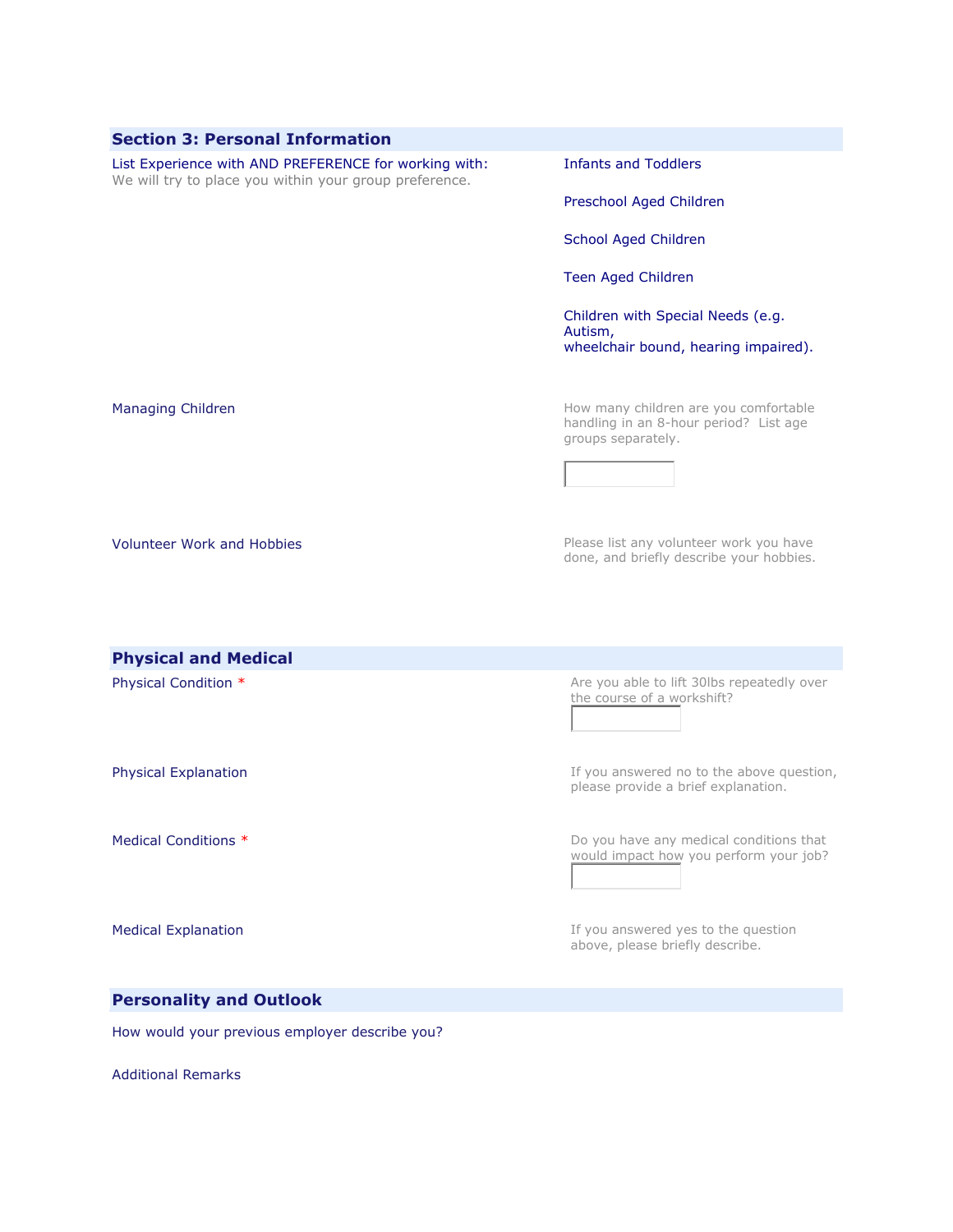## Section 3: Personal Information

List Experience with AND PREFERENCE for working with:
We will try to place you within your group preference.

- Infants and Toddlers
- Preschool Aged Children
- School Aged Children
- Teen Aged Children
- Children with Special Needs (e.g. Autism, wheelchair bound, hearing impaired).

**Managing Children**

How many children are you comfortable handling in an 8-hour period? List age groups separately.

**Volunteer Work and Hobbies**

Please list any volunteer work you have done, and briefly describe your hobbies.

## Physical and Medical

**Physical Condition** *

Are you able to lift 30lbs repeatedly over the course of a workshift?

**Physical Explanation**

If you answered no to the above question, please provide a brief explanation.

**Medical Conditions** *

Do you have any medical conditions that would impact how you perform your job?

**Medical Explanation**

If you answered yes to the question above, please briefly describe.

## Personality and Outlook

How would your previous employer describe you?

Additional Remarks